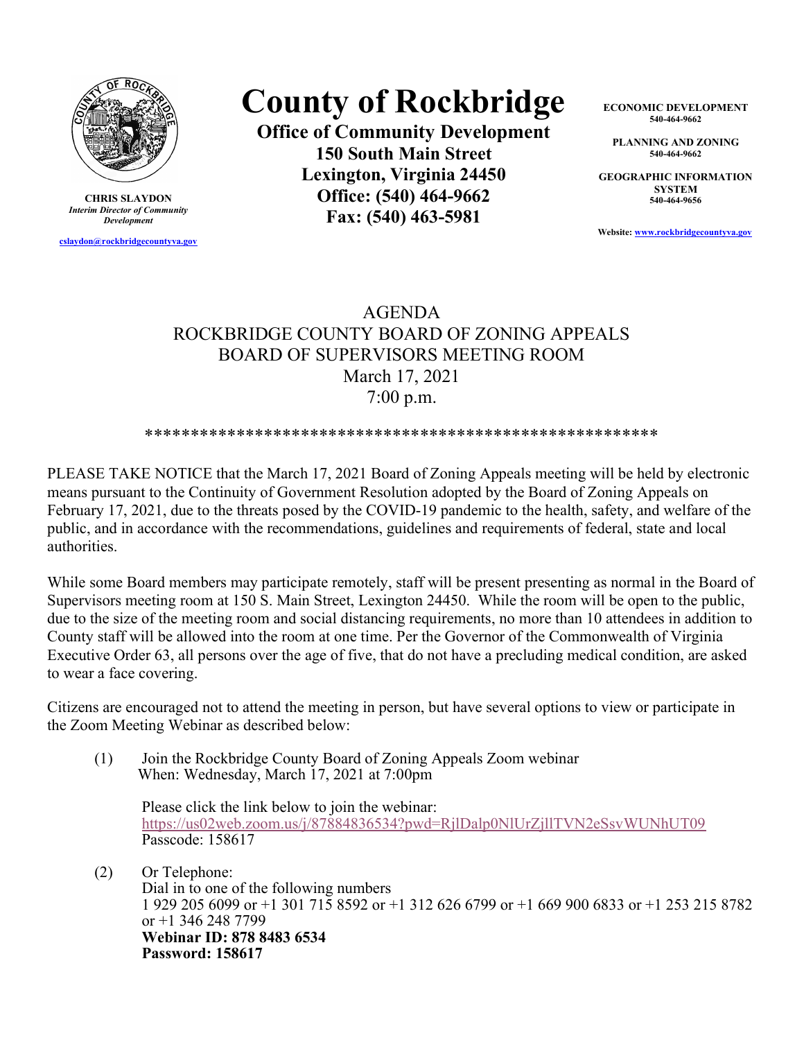CHRIS SLAYDON
*Interim Director of Community Development*

cslaydon@rockbridgecountyva.gov

# County of Rockbridge

**Office of Community Development**
**150 South Main Street**
**Lexington, Virginia 24450**
**Office: (540) 464-9662**
**Fax: (540) 463-5981**

**ECONOMIC DEVELOPMENT**
**540-464-9662**

**PLANNING AND ZONING**
**540-464-9662**

**GEOGRAPHIC INFORMATION SYSTEM**
**540-464-9656**

**Website:** www.rockbridgecountyva.gov

## AGENDA
## ROCKBRIDGE COUNTY BOARD OF ZONING APPEALS
## BOARD OF SUPERVISORS MEETING ROOM
## March 17, 2021
## 7:00 p.m.

*******************************************************

PLEASE TAKE NOTICE that the March 17, 2021 Board of Zoning Appeals meeting will be held by electronic means pursuant to the Continuity of Government Resolution adopted by the Board of Zoning Appeals on February 17, 2021, due to the threats posed by the COVID-19 pandemic to the health, safety, and welfare of the public, and in accordance with the recommendations, guidelines and requirements of federal, state and local authorities.

While some Board members may participate remotely, staff will be present presenting as normal in the Board of Supervisors meeting room at 150 S. Main Street, Lexington 24450. While the room will be open to the public, due to the size of the meeting room and social distancing requirements, no more than 10 attendees in addition to County staff will be allowed into the room at one time. Per the Governor of the Commonwealth of Virginia Executive Order 63, all persons over the age of five, that do not have a precluding medical condition, are asked to wear a face covering.

Citizens are encouraged not to attend the meeting in person, but have several options to view or participate in the Zoom Meeting Webinar as described below:

(1) Join the Rockbridge County Board of Zoning Appeals Zoom webinar
When: Wednesday, March 17, 2021 at 7:00pm

Please click the link below to join the webinar:
https://us02web.zoom.us/j/87884836534?pwd=RjlDalp0NlUrZjllTVN2eSsvWUNhUT09
Passcode: 158617

(2) Or Telephone:
Dial in to one of the following numbers
1 929 205 6099 or +1 301 715 8592 or +1 312 626 6799 or +1 669 900 6833 or +1 253 215 8782 or +1 346 248 7799
**Webinar ID: 878 8483 6534**
**Password: 158617**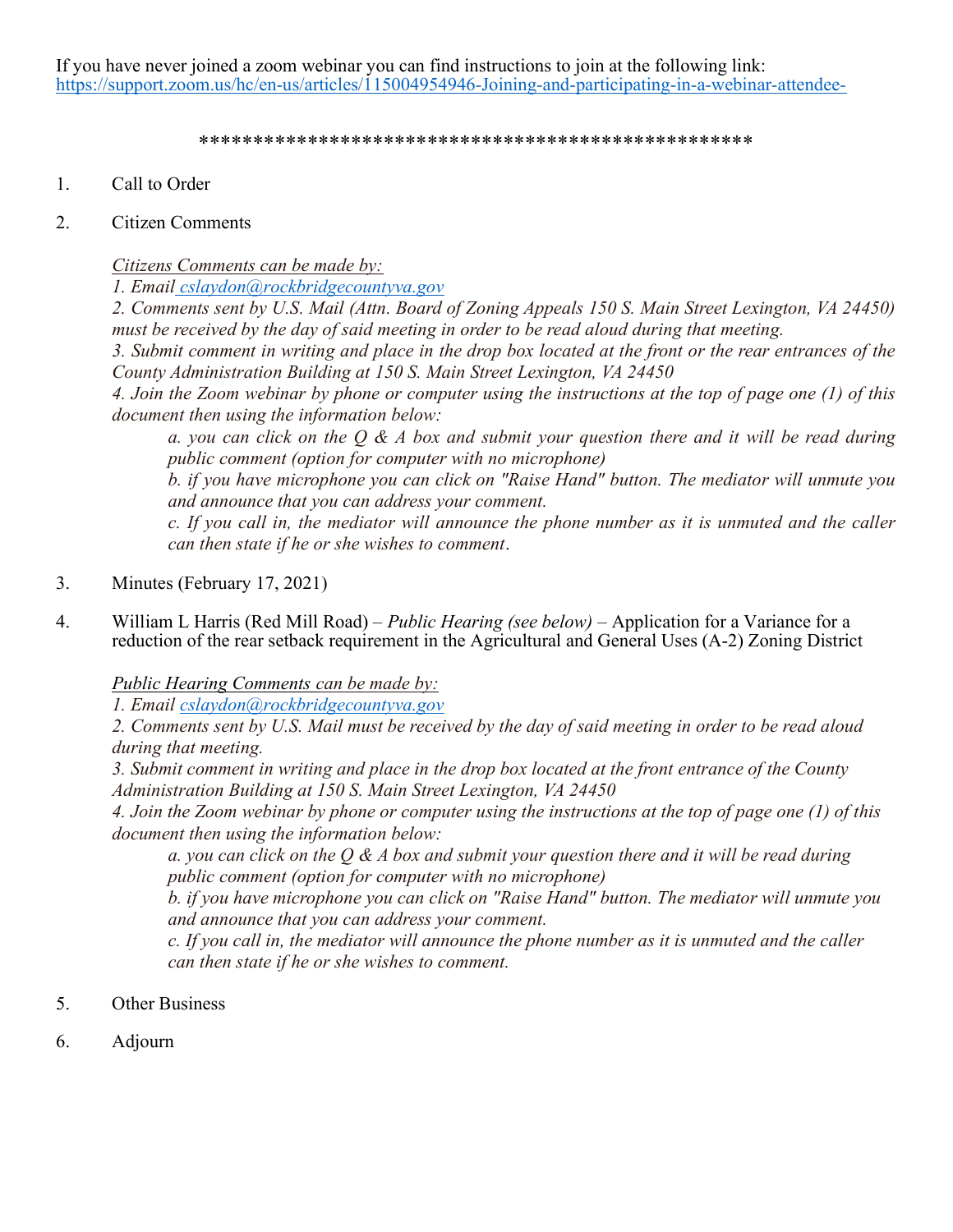If you have never joined a zoom webinar you can find instructions to join at the following link: https://support.zoom.us/hc/en-us/articles/115004954946-Joining-and-participating-in-a-webinar-attendee-

***************************************************

1. Call to Order

2. Citizen Comments

   *Citizens Comments can be made by:*

   *1. Email cslaydon@rockbridgecountyva.gov*

   *2. Comments sent by U.S. Mail (Attn. Board of Zoning Appeals 150 S. Main Street Lexington, VA 24450) must be received by the day of said meeting in order to be read aloud during that meeting.*

   *3. Submit comment in writing and place in the drop box located at the front or the rear entrances of the County Administration Building at 150 S. Main Street Lexington, VA 24450*

   *4. Join the Zoom webinar by phone or computer using the instructions at the top of page one (1) of this document then using the information below:*

   *a. you can click on the Q & A box and submit your question there and it will be read during public comment (option for computer with no microphone)*

   *b. if you have microphone you can click on "Raise Hand" button. The mediator will unmute you and announce that you can address your comment.*

   *c. If you call in, the mediator will announce the phone number as it is unmuted and the caller can then state if he or she wishes to comment.*

3. Minutes (February 17, 2021)

4. William L Harris (Red Mill Road) – *Public Hearing (see below)* – Application for a Variance for a reduction of the rear setback requirement in the Agricultural and General Uses (A-2) Zoning District

   *Public Hearing Comments can be made by:*

   *1. Email cslaydon@rockbridgecountyva.gov*

   *2. Comments sent by U.S. Mail must be received by the day of said meeting in order to be read aloud during that meeting.*

   *3. Submit comment in writing and place in the drop box located at the front entrance of the County Administration Building at 150 S. Main Street Lexington, VA 24450*

   *4. Join the Zoom webinar by phone or computer using the instructions at the top of page one (1) of this document then using the information below:*

   *a. you can click on the Q & A box and submit your question there and it will be read during public comment (option for computer with no microphone)*

   *b. if you have microphone you can click on "Raise Hand" button. The mediator will unmute you and announce that you can address your comment.*

   *c. If you call in, the mediator will announce the phone number as it is unmuted and the caller can then state if he or she wishes to comment.*

5. Other Business

6. Adjourn